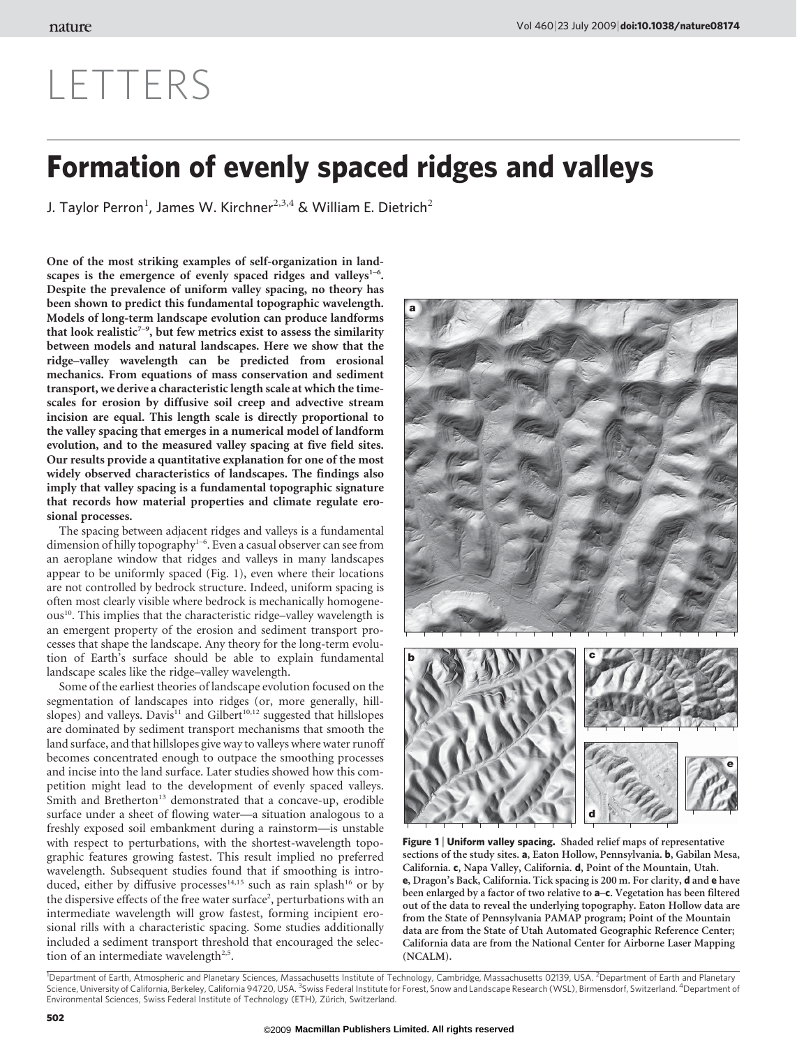# LETTERS

# Formation of evenly spaced ridges and valleys

J. Taylor Perron[1], James W. Kirchner[2,3,4] & William E. Dietrich[2]

**One of the most striking examples of self-organization in landscapes is the emergence of evenly spaced ridges and valleys[1–6]. Despite the prevalence of uniform valley spacing, no theory has been shown to predict this fundamental topographic wavelength. Models of long-term landscape evolution can produce landforms that look realistic[7–9], but few metrics exist to assess the similarity between models and natural landscapes. Here we show that the ridge–valley wavelength can be predicted from erosional mechanics. From equations of mass conservation and sediment transport, we derive a characteristic length scale at which the timescales for erosion by diffusive soil creep and advective stream incision are equal. This length scale is directly proportional to the valley spacing that emerges in a numerical model of landform evolution, and to the measured valley spacing at five field sites. Our results provide a quantitative explanation for one of the most widely observed characteristics of landscapes. The findings also imply that valley spacing is a fundamental topographic signature that records how material properties and climate regulate erosional processes.**

The spacing between adjacent ridges and valleys is a fundamental dimension of hilly topography[1–6]. Even a casual observer can see from an aeroplane window that ridges and valleys in many landscapes appear to be uniformly spaced (Fig. 1), even where their locations are not controlled by bedrock structure. Indeed, uniform spacing is often most clearly visible where bedrock is mechanically homogeneous[10]. This implies that the characteristic ridge–valley wavelength is an emergent property of the erosion and sediment transport processes that shape the landscape. Any theory for the long-term evolution of Earth's surface should be able to explain fundamental landscape scales like the ridge–valley wavelength.

Some of the earliest theories of landscape evolution focused on the segmentation of landscapes into ridges (or, more generally, hillslopes) and valleys. Davis[11] and Gilbert[10,12] suggested that hillslopes are dominated by sediment transport mechanisms that smooth the land surface, and that hillslopes give way to valleys where water runoff becomes concentrated enough to outpace the smoothing processes and incise into the land surface. Later studies showed how this competition might lead to the development of evenly spaced valleys. Smith and Bretherton[13] demonstrated that a concave-up, erodible surface under a sheet of flowing water—a situation analogous to a freshly exposed soil embankment during a rainstorm—is unstable with respect to perturbations, with the shortest-wavelength topographic features growing fastest. This result implied no preferred wavelength. Subsequent studies found that if smoothing is introduced, either by diffusive processes[14,15] such as rain splash[16] or by the dispersive effects of the free water surface[2], perturbations with an intermediate wavelength will grow fastest, forming incipient erosional rills with a characteristic spacing. Some studies additionally included a sediment transport threshold that encouraged the selection of an intermediate wavelength[2,5].

**Figure 1 | Uniform valley spacing.** Shaded relief maps of representative sections of the study sites. **a**, Eaton Hollow, Pennsylvania. **b**, Gabilan Mesa, California. **c**, Napa Valley, California. **d**, Point of the Mountain, Utah. **e**, Dragon's Back, California. Tick spacing is 200 m. For clarity, **d** and **e** have been enlarged by a factor of two relative to **a**–**c**. Vegetation has been filtered out of the data to reveal the underlying topography. Eaton Hollow data are from the State of Pennsylvania PAMAP program; Point of the Mountain data are from the State of Utah Automated Geographic Reference Center; California data are from the National Center for Airborne Laser Mapping (NCALM).

[1]Department of Earth, Atmospheric and Planetary Sciences, Massachusetts Institute of Technology, Cambridge, Massachusetts 02139, USA. [2]Department of Earth and Planetary Science, University of California, Berkeley, California 94720, USA. [3]Swiss Federal Institute for Forest, Snow and Landscape Research (WSL), Birmensdorf, Switzerland. [4]Department of Environmental Sciences, Swiss Federal Institute of Technology (ETH), Zürich, Switzerland.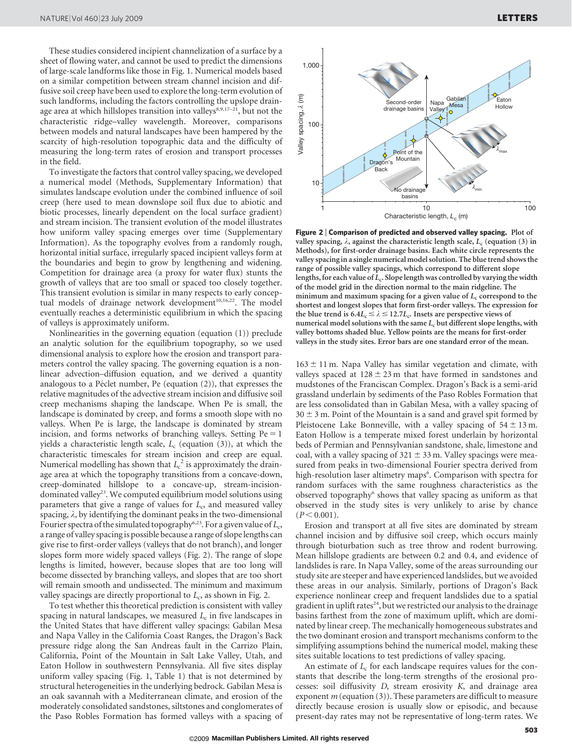These studies considered incipient channelization of a surface by a sheet of flowing water, and cannot be used to predict the dimensions of large-scale landforms like those in Fig. 1. Numerical models based on a similar competition between stream channel incision and diffusive soil creep have been used to explore the long-term evolution of such landforms, including the factors controlling the upslope drainage area at which hillslopes transition into valleys[8,9,17–21], but not the characteristic ridge–valley wavelength. Moreover, comparisons between models and natural landscapes have been hampered by the scarcity of high-resolution topographic data and the difficulty of measuring the long-term rates of erosion and transport processes in the field.

To investigate the factors that control valley spacing, we developed a numerical model (Methods, Supplementary Information) that simulates landscape evolution under the combined influence of soil creep (here used to mean downslope soil flux due to abiotic and biotic processes, linearly dependent on the local surface gradient) and stream incision. The transient evolution of the model illustrates how uniform valley spacing emerges over time (Supplementary Information). As the topography evolves from a randomly rough, horizontal initial surface, irregularly spaced incipient valleys form at the boundaries and begin to grow by lengthening and widening. Competition for drainage area (a proxy for water flux) stunts the growth of valleys that are too small or spaced too closely together. This transient evolution is similar in many respects to early conceptual models of drainage network development[10,16,22]. The model eventually reaches a deterministic equilibrium in which the spacing of valleys is approximately uniform.

Nonlinearities in the governing equation (equation (1)) preclude an analytic solution for the equilibrium topography, so we used dimensional analysis to explore how the erosion and transport parameters control the valley spacing. The governing equation is a nonlinear advection–diffusion equation, and we derived a quantity analogous to a Péclet number, Pe (equation (2)), that expresses the relative magnitudes of the advective stream incision and diffusive soil creep mechanisms shaping the landscape. When Pe is small, the landscape is dominated by creep, and forms a smooth slope with no valleys. When Pe is large, the landscape is dominated by stream incision, and forms networks of branching valleys. Setting Pe = 1 yields a characteristic length scale, $L_c$ (equation (3)), at which the characteristic timescales for stream incision and creep are equal. Numerical modelling has shown that $L_c^2$ is approximately the drainage area at which the topography transitions from a concave-down, creep-dominated hillslope to a concave-up, stream-incision-dominated valley[23]. We computed equilibrium model solutions using parameters that give a range of values for $L_c$, and measured valley spacing, $\lambda$, by identifying the dominant peaks in the two-dimensional Fourier spectra of the simulated topography[6,23]. For a given value of $L_c$, a range of valley spacing is possible because a range of slope lengths can give rise to first-order valleys (valleys that do not branch), and longer slopes form more widely spaced valleys (Fig. 2). The range of slope lengths is limited, however, because slopes that are too long will become dissected by branching valleys, and slopes that are too short will remain smooth and undissected. The minimum and maximum valley spacings are directly proportional to $L_c$, as shown in Fig. 2.

To test whether this theoretical prediction is consistent with valley spacing in natural landscapes, we measured $L_c$ in five landscapes in the United States that have different valley spacings: Gabilan Mesa and Napa Valley in the California Coast Ranges, the Dragon's Back pressure ridge along the San Andreas fault in the Carrizo Plain, California, Point of the Mountain in Salt Lake Valley, Utah, and Eaton Hollow in southwestern Pennsylvania. All five sites display uniform valley spacing (Fig. 1, Table 1) that is not determined by structural heterogeneities in the underlying bedrock. Gabilan Mesa is an oak savannah with a Mediterranean climate, and erosion of the moderately consolidated sandstones, siltstones and conglomerates of the Paso Robles Formation has formed valleys with a spacing of $163 \pm 11$ m. Napa Valley has similar vegetation and climate, with valleys spaced at $128 \pm 23$ m that have formed in sandstones and mudstones of the Franciscan Complex. Dragon's Back is a semi-arid grassland underlain by sediments of the Paso Robles Formation that are less consolidated than in Gabilan Mesa, with a valley spacing of $30 \pm 3$ m. Point of the Mountain is a sand and gravel spit formed by Pleistocene Lake Bonneville, with a valley spacing of $54 \pm 13$ m. Eaton Hollow is a temperate mixed forest underlain by horizontal beds of Permian and Pennsylvanian sandstone, shale, limestone and coal, with a valley spacing of $321 \pm 33$ m. Valley spacings were measured from peaks in two-dimensional Fourier spectra derived from high-resolution laser altimetry maps[6]. Comparison with spectra for random surfaces with the same roughness characteristics as the observed topography[6] shows that valley spacing as uniform as that observed in the study sites is very unlikely to arise by chance ($P < 0.001$).

**Figure 2 | Comparison of predicted and observed valley spacing.** Plot of valley spacing, $\lambda$, against the characteristic length scale, $L_c$ (equation (3) in Methods), for first-order drainage basins. Each white circle represents the valley spacing in a single numerical model solution. The blue trend shows the range of possible valley spacings, which correspond to different slope lengths, for each value of $L_c$. Slope length was controlled by varying the width of the model grid in the direction normal to the main ridgeline. The minimum and maximum spacing for a given value of $L_c$ correspond to the shortest and longest slopes that form first-order valleys. The expression for the blue trend is $6.4L_c \leq \lambda \leq 12.7L_c$. Insets are perspective views of numerical model solutions with the same $L_c$ but different slope lengths, with valley bottoms shaded blue. Yellow points are the means for first-order valleys in the study sites. Error bars are one standard error of the mean.

Erosion and transport at all five sites are dominated by stream channel incision and by diffusive soil creep, which occurs mainly through bioturbation such as tree throw and rodent burrowing. Mean hillslope gradients are between 0.2 and 0.4, and evidence of landslides is rare. In Napa Valley, some of the areas surrounding our study site are steeper and have experienced landslides, but we avoided these areas in our analysis. Similarly, portions of Dragon's Back experience nonlinear creep and frequent landslides due to a spatial gradient in uplift rates[24], but we restricted our analysis to the drainage basins farthest from the zone of maximum uplift, which are dominated by linear creep. The mechanically homogeneous substrates and the two dominant erosion and transport mechanisms conform to the simplifying assumptions behind the numerical model, making these sites suitable locations to test predictions of valley spacing.

An estimate of $L_c$ for each landscape requires values for the constants that describe the long-term strengths of the erosional processes: soil diffusivity $D$, stream erosivity $K$, and drainage area exponent $m$ (equation (3)). These parameters are difficult to measure directly because erosion is usually slow or episodic, and because present-day rates may not be representative of long-term rates. We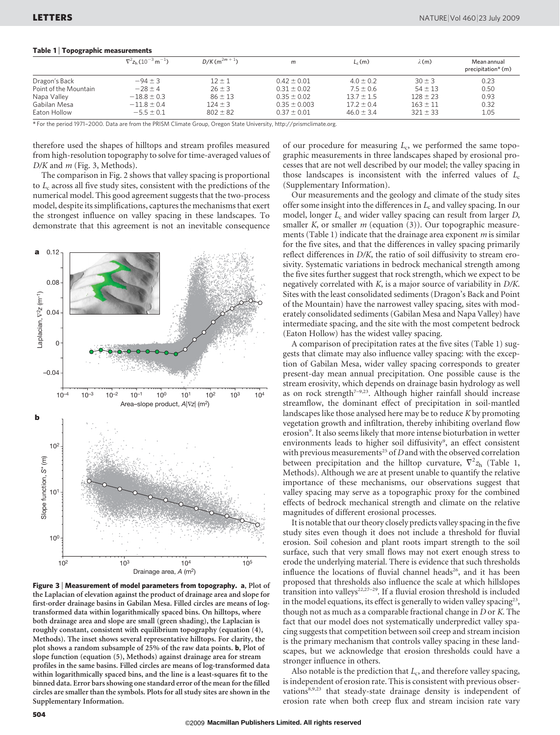**Table 1 | Topographic measurements**

| | $\nabla^2 z_h$ ($10^{-3}$ m$^{-1}$) | $D/K$ (m$^{2m+1}$) | $m$ | $L_c$ (m) | $\lambda$ (m) | Mean annual precipitation* (m) |
|---|---|---|---|---|---|---|
| Dragon's Back | $-94 \pm 3$ | $12 \pm 1$ | $0.42 \pm 0.01$ | $4.0 \pm 0.2$ | $30 \pm 3$ | 0.23 |
| Point of the Mountain | $-28 \pm 4$ | $26 \pm 3$ | $0.31 \pm 0.02$ | $7.5 \pm 0.6$ | $54 \pm 13$ | 0.50 |
| Napa Valley | $-18.8 \pm 0.3$ | $86 \pm 13$ | $0.35 \pm 0.02$ | $13.7 \pm 1.5$ | $128 \pm 23$ | 0.93 |
| Gabilan Mesa | $-11.8 \pm 0.4$ | $124 \pm 3$ | $0.35 \pm 0.003$ | $17.2 \pm 0.4$ | $163 \pm 11$ | 0.32 |
| Eaton Hollow | $-5.5 \pm 0.1$ | $802 \pm 82$ | $0.37 \pm 0.01$ | $46.0 \pm 3.4$ | $321 \pm 33$ | 1.05 |

* For the period 1971–2000. Data are from the PRISM Climate Group, Oregon State University, http://prismclimate.org.

therefore used the shapes of hilltops and stream profiles measured from high-resolution topography to solve for time-averaged values of $D/K$ and $m$ (Fig. 3, Methods).

The comparison in Fig. 2 shows that valley spacing is proportional to $L_c$ across all five study sites, consistent with the predictions of the numerical model. This good agreement suggests that the two-process model, despite its simplifications, captures the mechanisms that exert the strongest influence on valley spacing in these landscapes. To demonstrate that this agreement is not an inevitable consequence of our procedure for measuring $L_c$, we performed the same topographic measurements in three landscapes shaped by erosional processes that are not well described by our model; the valley spacing in those landscapes is inconsistent with the inferred values of $L_c$ (Supplementary Information).

Our measurements and the geology and climate of the study sites offer some insight into the differences in $L_c$ and valley spacing. In our model, longer $L_c$ and wider valley spacing can result from larger $D$, smaller $K$, or smaller $m$ (equation (3)). Our topographic measurements (Table 1) indicate that the drainage area exponent $m$ is similar for the five sites, and that the differences in valley spacing primarily reflect differences in $D/K$, the ratio of soil diffusivity to stream erosivity. Systematic variations in bedrock mechanical strength among the five sites further suggest that rock strength, which we expect to be negatively correlated with $K$, is a major source of variability in $D/K$. Sites with the least consolidated sediments (Dragon's Back and Point of the Mountain) have the narrowest valley spacing, sites with moderately consolidated sediments (Gabilan Mesa and Napa Valley) have intermediate spacing, and the site with the most competent bedrock (Eaton Hollow) has the widest valley spacing.

A comparison of precipitation rates at the five sites (Table 1) suggests that climate may also influence valley spacing: with the exception of Gabilan Mesa, wider valley spacing corresponds to greater present-day mean annual precipitation. One possible cause is the stream erosivity, which depends on drainage basin hydrology as well as on rock strength[7–9,23]. Although higher rainfall should increase streamflow, the dominant effect of precipitation in soil-mantled landscapes like those analysed here may be to reduce $K$ by promoting vegetation growth and infiltration, thereby inhibiting overland flow erosion[9]. It also seems likely that more intense bioturbation in wetter environments leads to higher soil diffusivity[9], an effect consistent with previous measurements[25] of $D$ and with the observed correlation between precipitation and the hilltop curvature, $\nabla^2 z_h$ (Table 1, Methods). Although we are at present unable to quantify the relative importance of these mechanisms, our observations suggest that valley spacing may serve as a topographic proxy for the combined effects of bedrock mechanical strength and climate on the relative magnitudes of different erosional processes.

It is notable that our theory closely predicts valley spacing in the five study sites even though it does not include a threshold for fluvial erosion. Soil cohesion and plant roots impart strength to the soil surface, such that very small flows may not exert enough stress to erode the underlying material. There is evidence that such thresholds influence the locations of fluvial channel heads[26], and it has been proposed that thresholds also influence the scale at which hillslopes transition into valleys[22,27–29]. If a fluvial erosion threshold is included in the model equations, its effect is generally to widen valley spacing[23], though not as much as a comparable fractional change in $D$ or $K$. The fact that our model does not systematically underpredict valley spacing suggests that competition between soil creep and stream incision is the primary mechanism that controls valley spacing in these landscapes, but we acknowledge that erosion thresholds could have a stronger influence in others.

Also notable is the prediction that $L_c$, and therefore valley spacing, is independent of erosion rate. This is consistent with previous observations[8,9,23] that steady-state drainage density is independent of erosion rate when both creep flux and stream incision rate vary

**Figure 3 | Measurement of model parameters from topography.** **a**, Plot of the Laplacian of elevation against the product of drainage area and slope for first-order drainage basins in Gabilan Mesa. Filled circles are means of log-transformed data within logarithmically spaced bins. On hilltops, where both drainage area and slope are small (green shading), the Laplacian is roughly constant, consistent with equilibrium topography (equation (4), Methods). The inset shows several representative hilltops. For clarity, the plot shows a random subsample of 25% of the raw data points. **b**, Plot of slope function (equation (5), Methods) against drainage area for stream profiles in the same basins. Filled circles are means of log-transformed data within logarithmically spaced bins, and the line is a least-squares fit to the binned data. Error bars showing one standard error of the mean for the filled circles are smaller than the symbols. Plots for all study sites are shown in the Supplementary Information.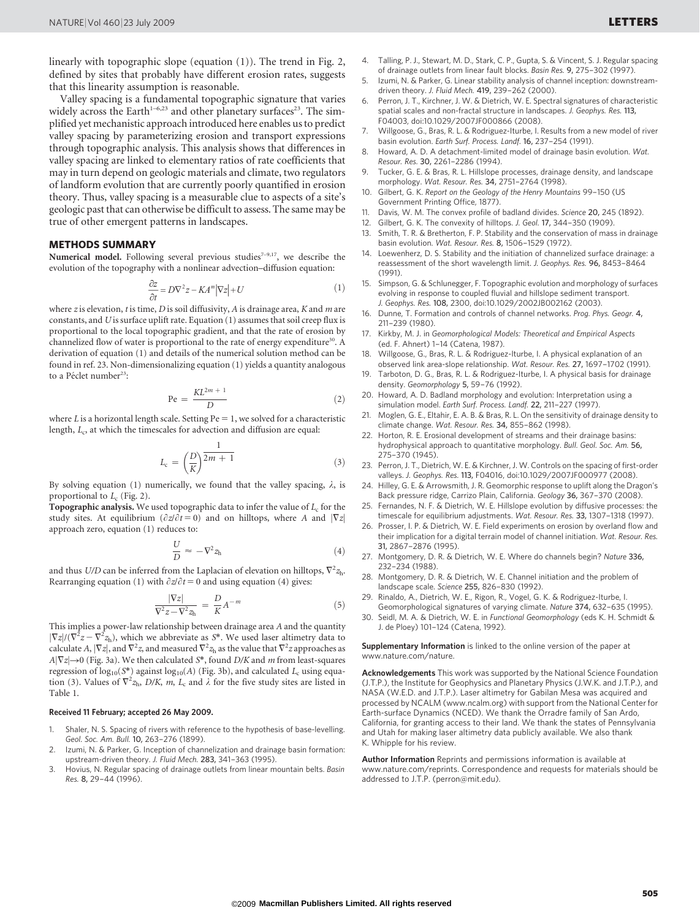linearly with topographic slope (equation (1)). The trend in Fig. 2, defined by sites that probably have different erosion rates, suggests that this linearity assumption is reasonable.

Valley spacing is a fundamental topographic signature that varies widely across the Earth[1–6,23] and other planetary surfaces[23]. The simplified yet mechanistic approach introduced here enables us to predict valley spacing by parameterizing erosion and transport expressions through topographic analysis. This analysis shows that differences in valley spacing are linked to elementary ratios of rate coefficients that may in turn depend on geologic materials and climate, two regulators of landform evolution that are currently poorly quantified in erosion theory. Thus, valley spacing is a measurable clue to aspects of a site's geologic past that can otherwise be difficult to assess. The same may be true of other emergent patterns in landscapes.

## METHODS SUMMARY

**Numerical model.** Following several previous studies[7–9,17], we describe the evolution of the topography with a nonlinear advection–diffusion equation:

$$\frac{\partial z}{\partial t} = D\nabla^2 z - KA^m|\nabla z| + U \tag{1}$$

where $z$ is elevation, $t$ is time, $D$ is soil diffusivity, $A$ is drainage area, $K$ and $m$ are constants, and $U$ is surface uplift rate. Equation (1) assumes that soil creep flux is proportional to the local topographic gradient, and that the rate of erosion by channelized flow of water is proportional to the rate of energy expenditure[30]. A derivation of equation (1) and details of the numerical solution method can be found in ref. 23. Non-dimensionalizing equation (1) yields a quantity analogous to a Péclet number[23]:

$$\mathrm{Pe} = \frac{KL^{2m+1}}{D} \tag{2}$$

where $L$ is a horizontal length scale. Setting Pe = 1, we solved for a characteristic length, $L_c$, at which the timescales for advection and diffusion are equal:

$$L_c = \left(\frac{D}{K}\right)^{\frac{1}{2m+1}} \tag{3}$$

By solving equation (1) numerically, we found that the valley spacing, $\lambda$, is proportional to $L_c$ (Fig. 2).

**Topographic analysis.** We used topographic data to infer the value of $L_c$ for the study sites. At equilibrium ($\partial z/\partial t = 0$) and on hilltops, where $A$ and $|\nabla z|$ approach zero, equation (1) reduces to:

$$\frac{U}{D} \approx -\nabla^2 z_h \tag{4}$$

and thus $U/D$ can be inferred from the Laplacian of elevation on hilltops, $\nabla^2 z_h$. Rearranging equation (1) with $\partial z/\partial t = 0$ and using equation (4) gives:

$$\frac{|\nabla z|}{\nabla^2 z - \nabla^2 z_h} = \frac{D}{K}A^{-m} \tag{5}$$

This implies a power-law relationship between drainage area $A$ and the quantity $|\nabla z|/(\nabla^2 z - \nabla^2 z_h)$, which we abbreviate as $S^*$. We used laser altimetry data to calculate $A$, $|\nabla z|$, and $\nabla^2 z$, and measured $\nabla^2 z_h$ as the value that $\nabla^2 z$ approaches as $A|\nabla z| \rightarrow 0$ (Fig. 3a). We then calculated $S^*$, found $D/K$ and $m$ from least-squares regression of $\log_{10}(S^*)$ against $\log_{10}(A)$ (Fig. 3b), and calculated $L_c$ using equation (3). Values of $\nabla^2 z_h$, $D/K$, $m$, $L_c$ and $\lambda$ for the five study sites are listed in Table 1.

**Received 11 February; accepted 26 May 2009.**

1. Shaler, N. S. Spacing of rivers with reference to the hypothesis of base-levelling. *Geol. Soc. Am. Bull.* **10,** 263–276 (1899).
2. Izumi, N. & Parker, G. Inception of channelization and drainage basin formation: upstream-driven theory. *J. Fluid Mech.* **283,** 341–363 (1995).
3. Hovius, N. Regular spacing of drainage outlets from linear mountain belts. *Basin Res.* **8,** 29–44 (1996).
4. Talling, P. J., Stewart, M. D., Stark, C. P., Gupta, S. & Vincent, S. J. Regular spacing of drainage outlets from linear fault blocks. *Basin Res.* **9,** 275–302 (1997).
5. Izumi, N. & Parker, G. Linear stability analysis of channel inception: downstream-driven theory. *J. Fluid Mech.* **419,** 239–262 (2000).
6. Perron, J. T., Kirchner, J. W. & Dietrich, W. E. Spectral signatures of characteristic spatial scales and non-fractal structure in landscapes. *J. Geophys. Res.* **113,** F04003, doi:10.1029/2007JF000866 (2008).
7. Willgoose, G., Bras, R. L. & Rodriguez-Iturbe, I. Results from a new model of river basin evolution. *Earth Surf. Process. Landf.* **16,** 237–254 (1991).
8. Howard, A. D. A detachment-limited model of drainage basin evolution. *Wat. Resour. Res.* **30,** 2261–2286 (1994).
9. Tucker, G. E. & Bras, R. L. Hillslope processes, drainage density, and landscape morphology. *Wat. Resour. Res.* **34,** 2751–2764 (1998).
10. Gilbert, G. K. *Report on the Geology of the Henry Mountains* 99–150 (US Government Printing Office, 1877).
11. Davis, W. M. The convex profile of badland divides. *Science* **20,** 245 (1892).
12. Gilbert, G. K. The convexity of hilltops. *J. Geol.* **17,** 344–350 (1909).
13. Smith, T. R. & Bretherton, F. P. Stability and the conservation of mass in drainage basin evolution. *Wat. Resour. Res.* **8,** 1506–1529 (1972).
14. Loewenherz, D. S. Stability and the initiation of channelized surface drainage: a reassessment of the short wavelength limit. *J. Geophys. Res.* **96,** 8453–8464 (1991).
15. Simpson, G. & Schlunegger, F. Topographic evolution and morphology of surfaces evolving in response to coupled fluvial and hillslope sediment transport. *J. Geophys. Res.* **108,** 2300, doi:10.1029/2002JB002162 (2003).
16. Dunne, T. Formation and controls of channel networks. *Prog. Phys. Geogr.* **4,** 211–239 (1980).
17. Kirkby, M. J. in *Geomorphological Models: Theoretical and Empirical Aspects* (ed. F. Ahnert) 1–14 (Catena, 1987).
18. Willgoose, G., Bras, R. L. & Rodriguez-Iturbe, I. A physical explanation of an observed link area-slope relationship. *Wat. Resour. Res.* **27,** 1697–1702 (1991).
19. Tarboton, D. G., Bras, R. L. & Rodriguez-Iturbe, I. A physical basis for drainage density. *Geomorphology* **5,** 59–76 (1992).
20. Howard, A. D. Badland morphology and evolution: Interpretation using a simulation model. *Earth Surf. Process. Landf.* **22,** 211–227 (1997).
21. Moglen, G. E., Eltahir, E. A. B. & Bras, R. L. On the sensitivity of drainage density to climate change. *Wat. Resour. Res.* **34,** 855–862 (1998).
22. Horton, R. E. Erosional development of streams and their drainage basins: hydrophysical approach to quantitative morphology. *Bull. Geol. Soc. Am.* **56,** 275–370 (1945).
23. Perron, J. T., Dietrich, W. E. & Kirchner, J. W. Controls on the spacing of first-order valleys. *J. Geophys. Res.* **113,** F04016, doi:10.1029/2007JF000977 (2008).
24. Hilley, G. E. & Arrowsmith, J. R. Geomorphic response to uplift along the Dragon's Back pressure ridge, Carrizo Plain, California. *Geology* **36,** 367–370 (2008).
25. Fernandes, N. F. & Dietrich, W. E. Hillslope evolution by diffusive processes: the timescale for equilibrium adjustments. *Wat. Resour. Res.* **33,** 1307–1318 (1997).
26. Prosser, I. P. & Dietrich, W. E. Field experiments on erosion by overland flow and their implication for a digital terrain model of channel initiation. *Wat. Resour. Res.* **31,** 2867–2876 (1995).
27. Montgomery, D. R. & Dietrich, W. E. Where do channels begin? *Nature* **336,** 232–234 (1988).
28. Montgomery, D. R. & Dietrich, W. E. Channel initiation and the problem of landscape scale. *Science* **255,** 826–830 (1992).
29. Rinaldo, A., Dietrich, W. E., Rigon, R., Vogel, G. K. & Rodriguez-Iturbe, I. Geomorphological signatures of varying climate. *Nature* **374,** 632–635 (1995).
30. Seidl, M. A. & Dietrich, W. E. in *Functional Geomorphology* (eds K. H. Schmidt & J. de Ploey) 101–124 (Catena, 1992).

**Supplementary Information** is linked to the online version of the paper at www.nature.com/nature.

**Acknowledgements** This work was supported by the National Science Foundation (J.T.P.), the Institute for Geophysics and Planetary Physics (J.W.K. and J.T.P.), and NASA (W.E.D. and J.T.P.). Laser altimetry for Gabilan Mesa was acquired and processed by NCALM (www.ncalm.org) with support from the National Center for Earth-surface Dynamics (NCED). We thank the Orradre family of San Ardo, California, for granting access to their land. We thank the states of Pennsylvania and Utah for making laser altimetry data publicly available. We also thank K. Whipple for his review.

**Author Information** Reprints and permissions information is available at www.nature.com/reprints. Correspondence and requests for materials should be addressed to J.T.P. (perron@mit.edu).